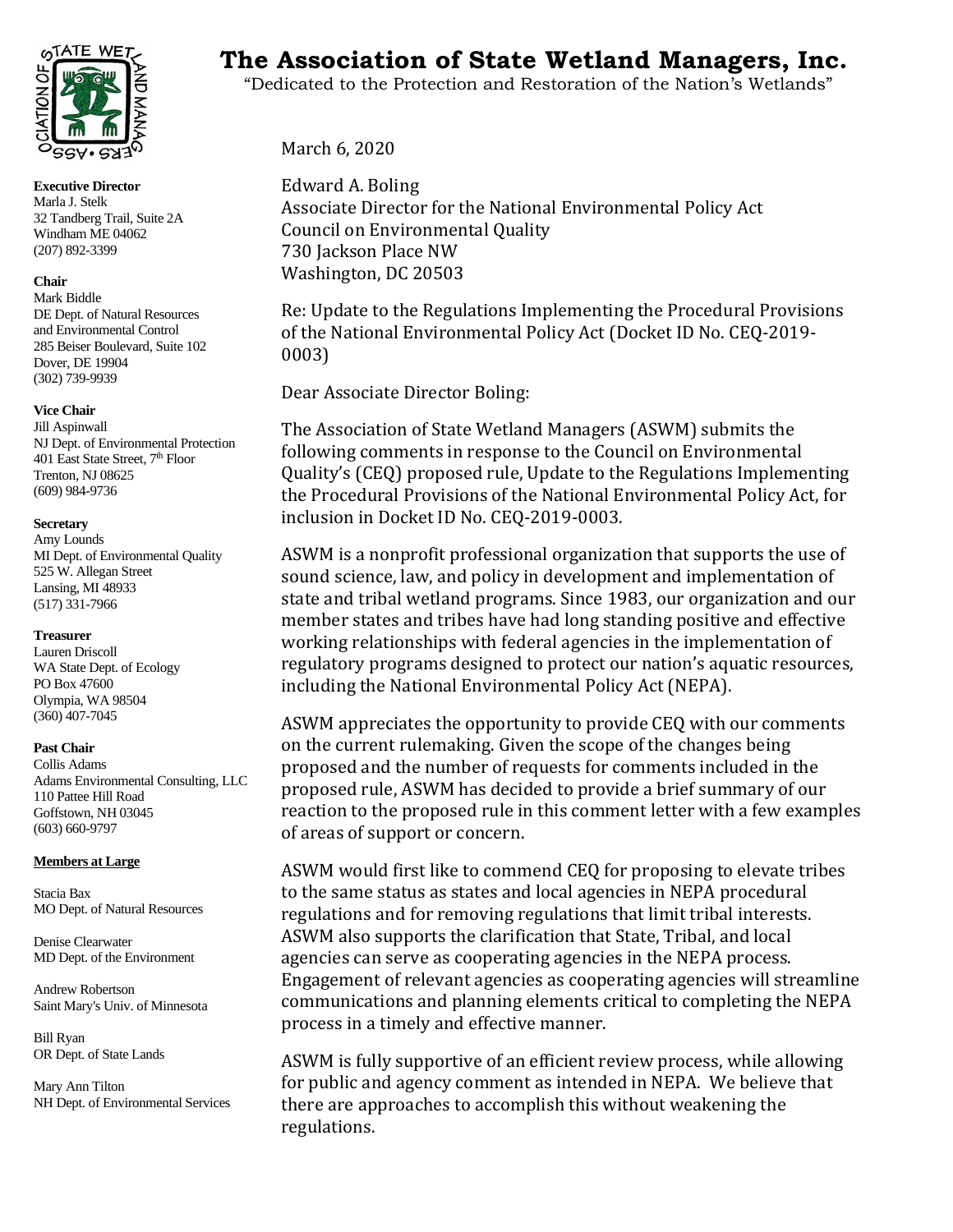# The Association of State Wetland Managers, Inc.

"Dedicated to the Protection and Restoration of the Nation's Wetlands"

**Executive Director**
Marla J. Stelk
32 Tandberg Trail, Suite 2A
Windham ME 04062
(207) 892-3399

**Chair**
Mark Biddle
DE Dept. of Natural Resources and Environmental Control
285 Beiser Boulevard, Suite 102
Dover, DE 19904
(302) 739-9939

**Vice Chair**
Jill Aspinwall
NJ Dept. of Environmental Protection
401 East State Street, 7th Floor
Trenton, NJ 08625
(609) 984-9736

**Secretary**
Amy Lounds
MI Dept. of Environmental Quality
525 W. Allegan Street
Lansing, MI 48933
(517) 331-7966

**Treasurer**
Lauren Driscoll
WA State Dept. of Ecology
PO Box 47600
Olympia, WA 98504
(360) 407-7045

**Past Chair**
Collis Adams
Adams Environmental Consulting, LLC
110 Pattee Hill Road
Goffstown, NH 03045
(603) 660-9797

**Members at Large**

Stacia Bax
MO Dept. of Natural Resources

Denise Clearwater
MD Dept. of the Environment

Andrew Robertson
Saint Mary's Univ. of Minnesota

Bill Ryan
OR Dept. of State Lands

Mary Ann Tilton
NH Dept. of Environmental Services

---

March 6, 2020

Edward A. Boling
Associate Director for the National Environmental Policy Act
Council on Environmental Quality
730 Jackson Place NW
Washington, DC 20503

Re: Update to the Regulations Implementing the Procedural Provisions of the National Environmental Policy Act (Docket ID No. CEQ-2019-0003)

Dear Associate Director Boling:

The Association of State Wetland Managers (ASWM) submits the following comments in response to the Council on Environmental Quality's (CEQ) proposed rule, Update to the Regulations Implementing the Procedural Provisions of the National Environmental Policy Act, for inclusion in Docket ID No. CEQ-2019-0003.

ASWM is a nonprofit professional organization that supports the use of sound science, law, and policy in development and implementation of state and tribal wetland programs. Since 1983, our organization and our member states and tribes have had long standing positive and effective working relationships with federal agencies in the implementation of regulatory programs designed to protect our nation's aquatic resources, including the National Environmental Policy Act (NEPA).

ASWM appreciates the opportunity to provide CEQ with our comments on the current rulemaking. Given the scope of the changes being proposed and the number of requests for comments included in the proposed rule, ASWM has decided to provide a brief summary of our reaction to the proposed rule in this comment letter with a few examples of areas of support or concern.

ASWM would first like to commend CEQ for proposing to elevate tribes to the same status as states and local agencies in NEPA procedural regulations and for removing regulations that limit tribal interests. ASWM also supports the clarification that State, Tribal, and local agencies can serve as cooperating agencies in the NEPA process. Engagement of relevant agencies as cooperating agencies will streamline communications and planning elements critical to completing the NEPA process in a timely and effective manner.

ASWM is fully supportive of an efficient review process, while allowing for public and agency comment as intended in NEPA. We believe that there are approaches to accomplish this without weakening the regulations.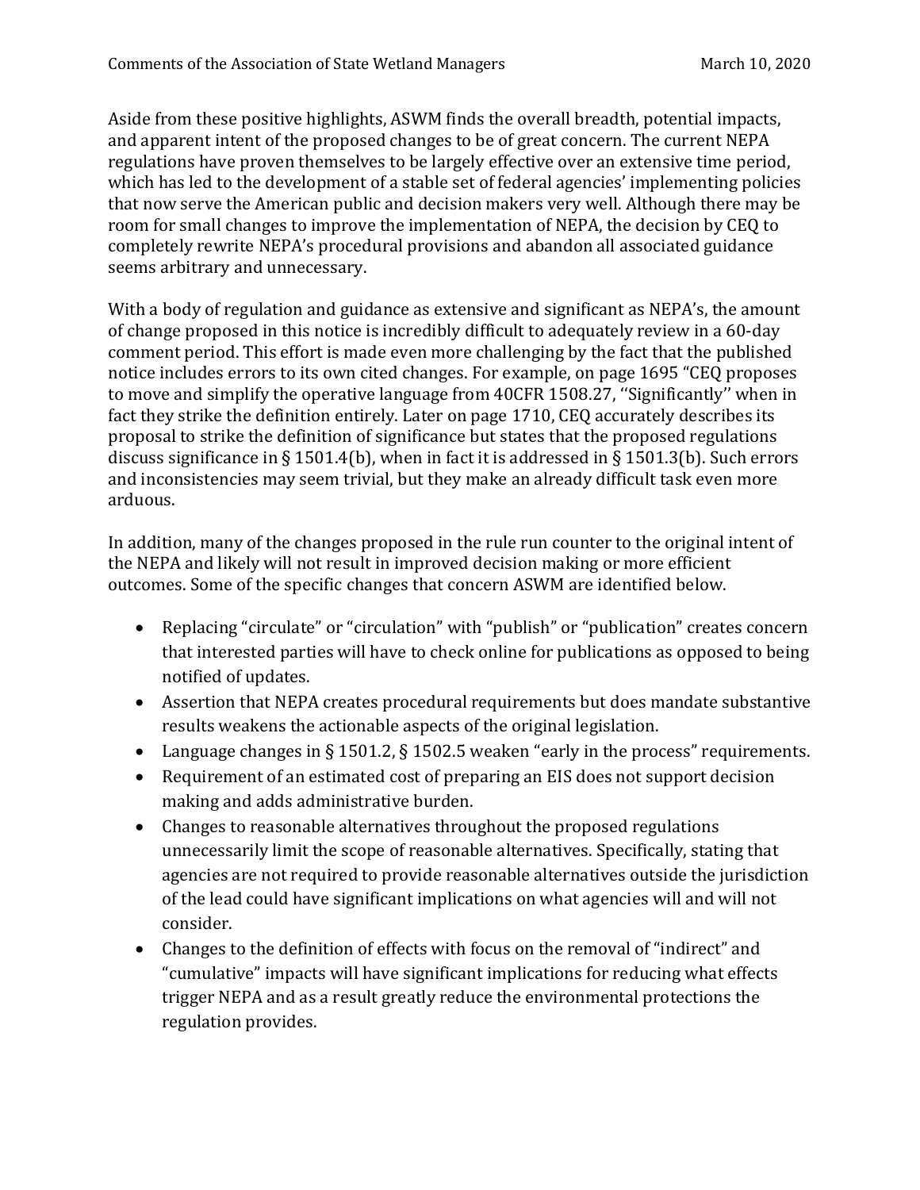Aside from these positive highlights, ASWM finds the overall breadth, potential impacts, and apparent intent of the proposed changes to be of great concern. The current NEPA regulations have proven themselves to be largely effective over an extensive time period, which has led to the development of a stable set of federal agencies' implementing policies that now serve the American public and decision makers very well. Although there may be room for small changes to improve the implementation of NEPA, the decision by CEQ to completely rewrite NEPA's procedural provisions and abandon all associated guidance seems arbitrary and unnecessary.

With a body of regulation and guidance as extensive and significant as NEPA's, the amount of change proposed in this notice is incredibly difficult to adequately review in a 60-day comment period. This effort is made even more challenging by the fact that the published notice includes errors to its own cited changes. For example, on page 1695 "CEQ proposes to move and simplify the operative language from 40CFR 1508.27, ''Significantly'' when in fact they strike the definition entirely. Later on page 1710, CEQ accurately describes its proposal to strike the definition of significance but states that the proposed regulations discuss significance in § 1501.4(b), when in fact it is addressed in § 1501.3(b). Such errors and inconsistencies may seem trivial, but they make an already difficult task even more arduous.

In addition, many of the changes proposed in the rule run counter to the original intent of the NEPA and likely will not result in improved decision making or more efficient outcomes. Some of the specific changes that concern ASWM are identified below.

- Replacing "circulate" or "circulation" with "publish" or "publication" creates concern that interested parties will have to check online for publications as opposed to being notified of updates.
- Assertion that NEPA creates procedural requirements but does mandate substantive results weakens the actionable aspects of the original legislation.
- Language changes in § 1501.2, § 1502.5 weaken "early in the process" requirements.
- Requirement of an estimated cost of preparing an EIS does not support decision making and adds administrative burden.
- Changes to reasonable alternatives throughout the proposed regulations unnecessarily limit the scope of reasonable alternatives. Specifically, stating that agencies are not required to provide reasonable alternatives outside the jurisdiction of the lead could have significant implications on what agencies will and will not consider.
- Changes to the definition of effects with focus on the removal of "indirect" and "cumulative" impacts will have significant implications for reducing what effects trigger NEPA and as a result greatly reduce the environmental protections the regulation provides.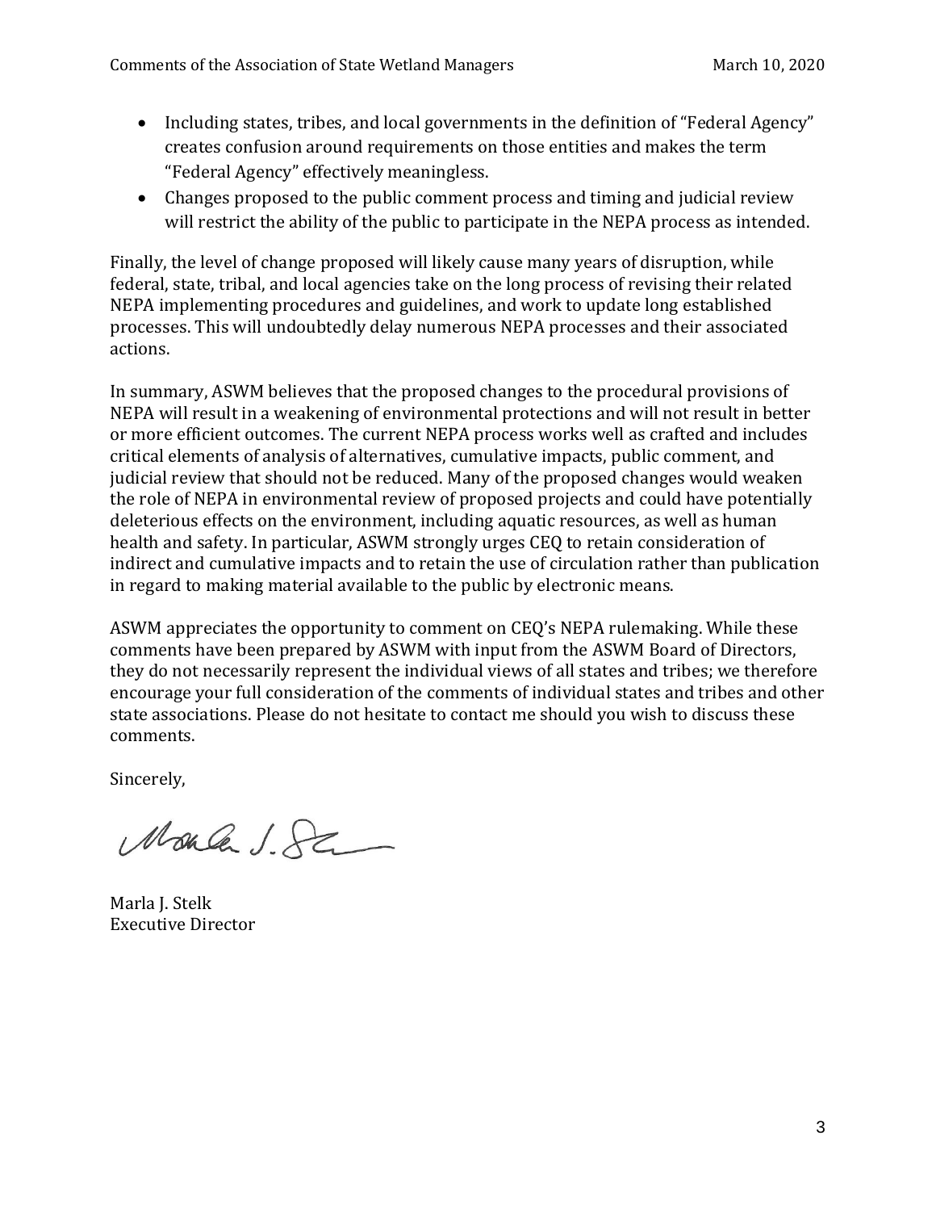- Including states, tribes, and local governments in the definition of "Federal Agency" creates confusion around requirements on those entities and makes the term "Federal Agency" effectively meaningless.
- Changes proposed to the public comment process and timing and judicial review will restrict the ability of the public to participate in the NEPA process as intended.

Finally, the level of change proposed will likely cause many years of disruption, while federal, state, tribal, and local agencies take on the long process of revising their related NEPA implementing procedures and guidelines, and work to update long established processes. This will undoubtedly delay numerous NEPA processes and their associated actions.

In summary, ASWM believes that the proposed changes to the procedural provisions of NEPA will result in a weakening of environmental protections and will not result in better or more efficient outcomes. The current NEPA process works well as crafted and includes critical elements of analysis of alternatives, cumulative impacts, public comment, and judicial review that should not be reduced. Many of the proposed changes would weaken the role of NEPA in environmental review of proposed projects and could have potentially deleterious effects on the environment, including aquatic resources, as well as human health and safety. In particular, ASWM strongly urges CEQ to retain consideration of indirect and cumulative impacts and to retain the use of circulation rather than publication in regard to making material available to the public by electronic means.

ASWM appreciates the opportunity to comment on CEQ's NEPA rulemaking. While these comments have been prepared by ASWM with input from the ASWM Board of Directors, they do not necessarily represent the individual views of all states and tribes; we therefore encourage your full consideration of the comments of individual states and tribes and other state associations. Please do not hesitate to contact me should you wish to discuss these comments.

Sincerely,

Marla J. Stelk
Executive Director